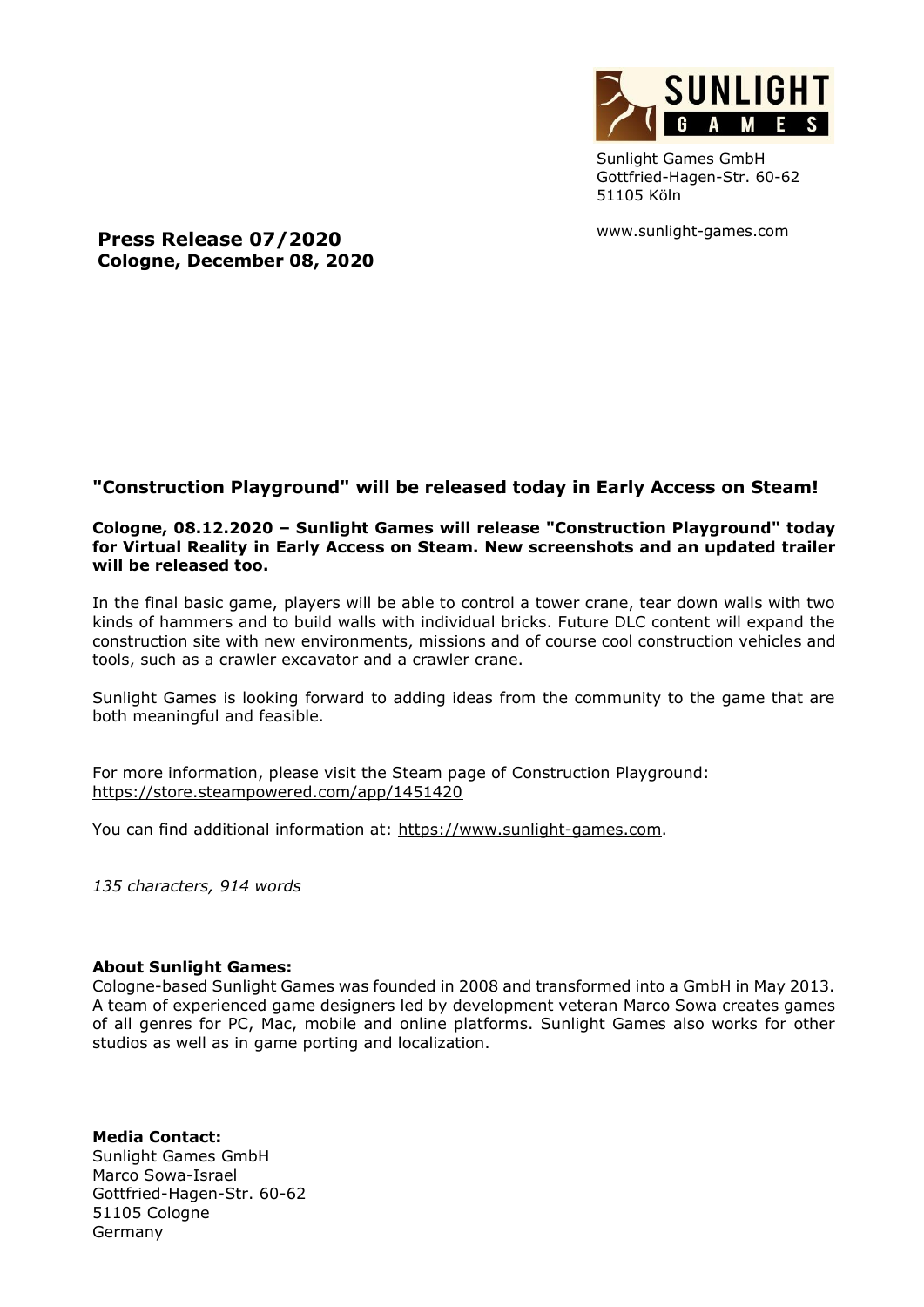Sunlight Games GmbH
Gottfried-Hagen-Str. 60-62
51105 Köln

www.sunlight-games.com

**Press Release 07/2020**
**Cologne, December 08, 2020**

## "Construction Playground" will be released today in Early Access on Steam!

**Cologne, 08.12.2020 – Sunlight Games will release "Construction Playground" today for Virtual Reality in Early Access on Steam. New screenshots and an updated trailer will be released too.**

In the final basic game, players will be able to control a tower crane, tear down walls with two kinds of hammers and to build walls with individual bricks. Future DLC content will expand the construction site with new environments, missions and of course cool construction vehicles and tools, such as a crawler excavator and a crawler crane.

Sunlight Games is looking forward to adding ideas from the community to the game that are both meaningful and feasible.

For more information, please visit the Steam page of Construction Playground:
https://store.steampowered.com/app/1451420

You can find additional information at: https://www.sunlight-games.com.

*135 characters, 914 words*

**About Sunlight Games:**
Cologne-based Sunlight Games was founded in 2008 and transformed into a GmbH in May 2013. A team of experienced game designers led by development veteran Marco Sowa creates games of all genres for PC, Mac, mobile and online platforms. Sunlight Games also works for other studios as well as in game porting and localization.

**Media Contact:**
Sunlight Games GmbH
Marco Sowa-Israel
Gottfried-Hagen-Str. 60-62
51105 Cologne
Germany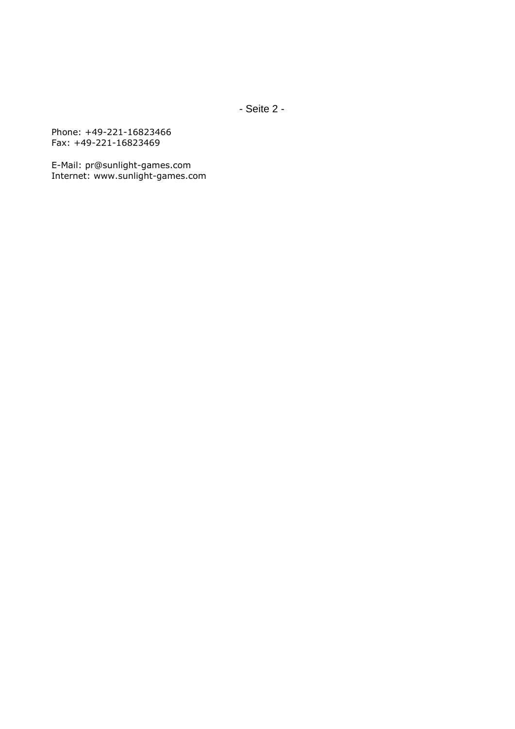Phone: +49-221-16823466
Fax: +49-221-16823469

E-Mail: pr@sunlight-games.com
Internet: www.sunlight-games.com